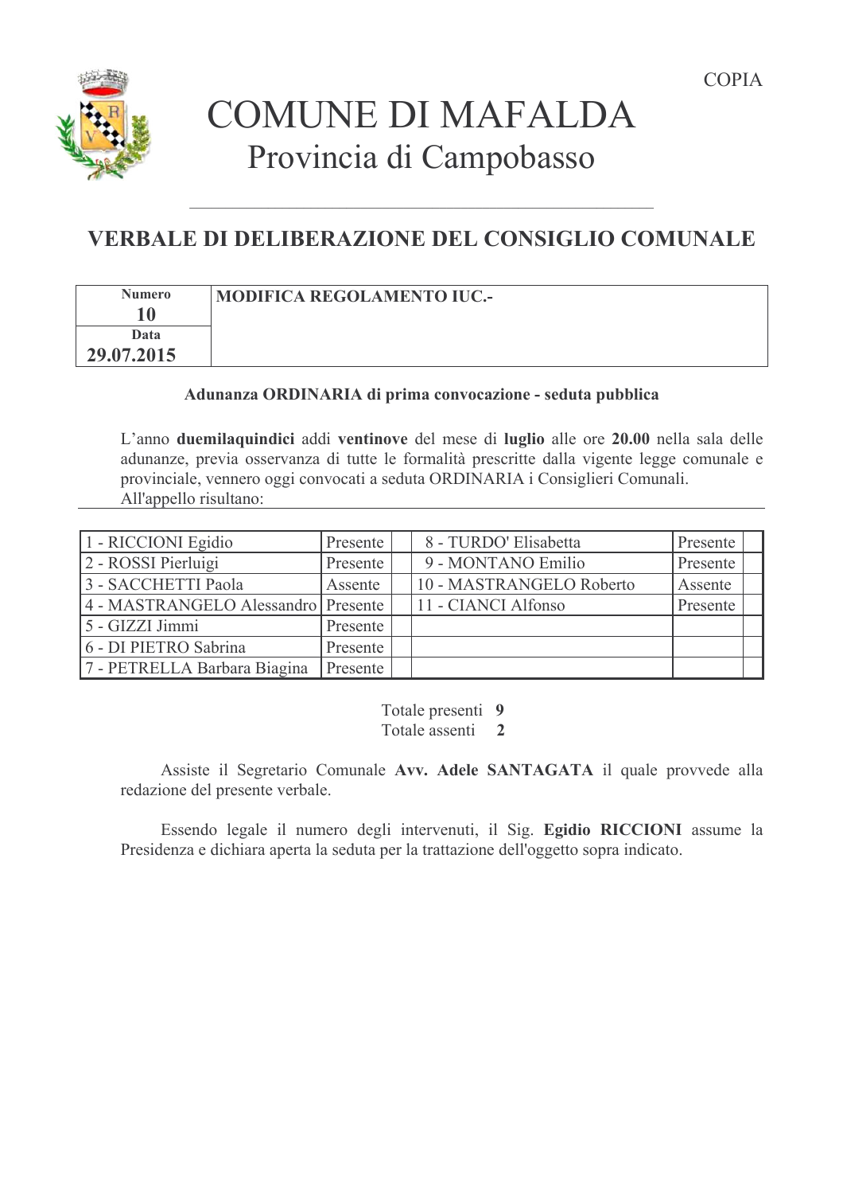COPIA

# COMUNE DI MAFALDA

## Provincia di Campobasso

## VERBALE DI DELIBERAZIONE DEL CONSIGLIO COMUNALE

| Numero **10** | **MODIFICA REGOLAMENTO IUC.-** |
|---|---|
| Data **29.07.2015** | |

**Adunanza ORDINARIA di prima convocazione - seduta pubblica**

L'anno **duemilaquindici** addi **ventinove** del mese di **luglio** alle ore **20.00** nella sala delle adunanze, previa osservanza di tutte le formalità prescritte dalla vigente legge comunale e provinciale, vennero oggi convocati a seduta ORDINARIA i Consiglieri Comunali.
All'appello risultano:

| | | | | | |
|---|---|---|---|---|---|
| 1 - RICCIONI Egidio | Presente | | 8 - TURDO' Elisabetta | Presente | |
| 2 - ROSSI Pierluigi | Presente | | 9 - MONTANO Emilio | Presente | |
| 3 - SACCHETTI Paola | Assente | | 10 - MASTRANGELO Roberto | Assente | |
| 4 - MASTRANGELO Alessandro | Presente | | 11 - CIANCI Alfonso | Presente | |
| 5 - GIZZI Jimmi | Presente | | | | |
| 6 - DI PIETRO Sabrina | Presente | | | | |
| 7 - PETRELLA Barbara Biagina | Presente | | | | |

Totale presenti **9**
Totale assenti **2**

Assiste il Segretario Comunale **Avv. Adele SANTAGATA** il quale provvede alla redazione del presente verbale.

Essendo legale il numero degli intervenuti, il Sig. **Egidio RICCIONI** assume la Presidenza e dichiara aperta la seduta per la trattazione dell'oggetto sopra indicato.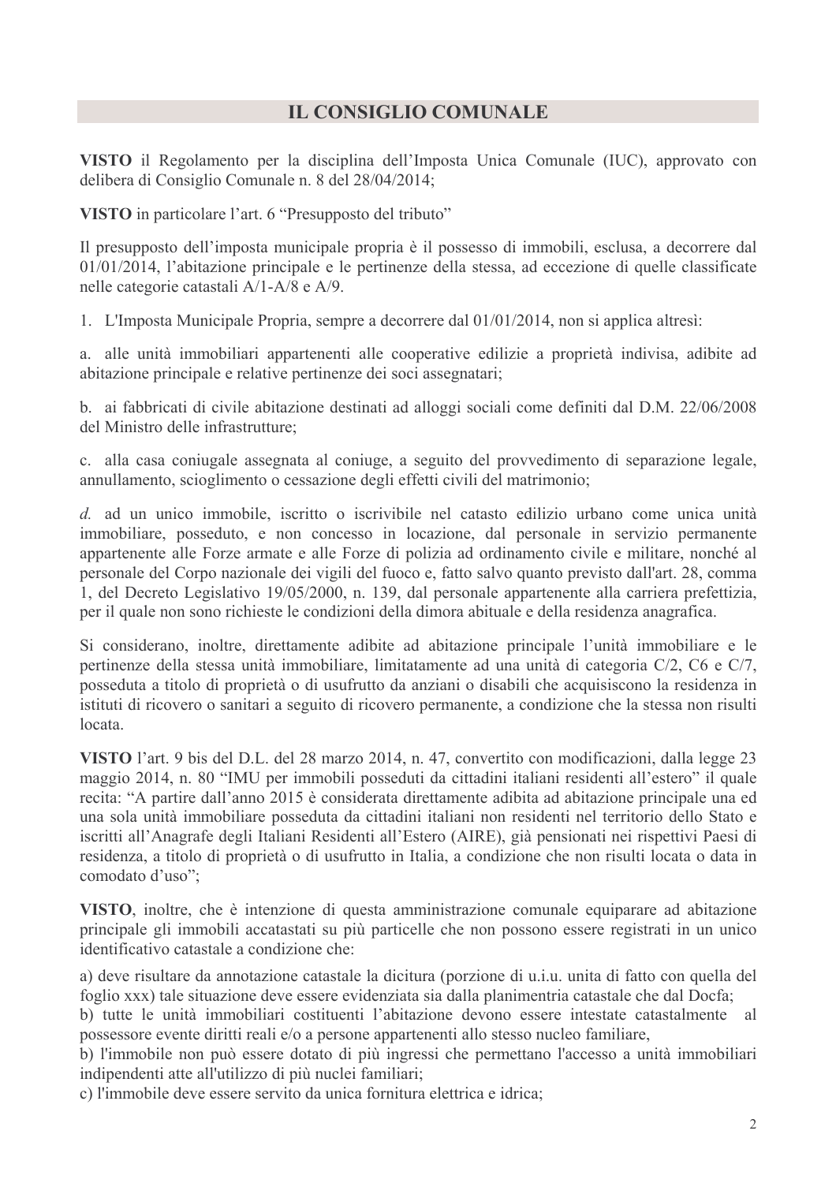## IL CONSIGLIO COMUNALE

**VISTO** il Regolamento per la disciplina dell'Imposta Unica Comunale (IUC), approvato con delibera di Consiglio Comunale n. 8 del 28/04/2014;

**VISTO** in particolare l'art. 6 "Presupposto del tributo"

Il presupposto dell'imposta municipale propria è il possesso di immobili, esclusa, a decorrere dal 01/01/2014, l'abitazione principale e le pertinenze della stessa, ad eccezione di quelle classificate nelle categorie catastali A/1-A/8 e A/9.

1. L'Imposta Municipale Propria, sempre a decorrere dal 01/01/2014, non si applica altresì:

a. alle unità immobiliari appartenenti alle cooperative edilizie a proprietà indivisa, adibite ad abitazione principale e relative pertinenze dei soci assegnatari;

b. ai fabbricati di civile abitazione destinati ad alloggi sociali come definiti dal D.M. 22/06/2008 del Ministro delle infrastrutture;

c. alla casa coniugale assegnata al coniuge, a seguito del provvedimento di separazione legale, annullamento, scioglimento o cessazione degli effetti civili del matrimonio;

*d.* ad un unico immobile, iscritto o iscrivibile nel catasto edilizio urbano come unica unità immobiliare, posseduto, e non concesso in locazione, dal personale in servizio permanente appartenente alle Forze armate e alle Forze di polizia ad ordinamento civile e militare, nonché al personale del Corpo nazionale dei vigili del fuoco e, fatto salvo quanto previsto dall'art. 28, comma 1, del Decreto Legislativo 19/05/2000, n. 139, dal personale appartenente alla carriera prefettizia, per il quale non sono richieste le condizioni della dimora abituale e della residenza anagrafica.

Si considerano, inoltre, direttamente adibite ad abitazione principale l'unità immobiliare e le pertinenze della stessa unità immobiliare, limitatamente ad una unità di categoria C/2, C6 e C/7, posseduta a titolo di proprietà o di usufrutto da anziani o disabili che acquisiscono la residenza in istituti di ricovero o sanitari a seguito di ricovero permanente, a condizione che la stessa non risulti locata.

**VISTO** l'art. 9 bis del D.L. del 28 marzo 2014, n. 47, convertito con modificazioni, dalla legge 23 maggio 2014, n. 80 "IMU per immobili posseduti da cittadini italiani residenti all'estero" il quale recita: "A partire dall'anno 2015 è considerata direttamente adibita ad abitazione principale una ed una sola unità immobiliare posseduta da cittadini italiani non residenti nel territorio dello Stato e iscritti all'Anagrafe degli Italiani Residenti all'Estero (AIRE), già pensionati nei rispettivi Paesi di residenza, a titolo di proprietà o di usufrutto in Italia, a condizione che non risulti locata o data in comodato d'uso";

**VISTO**, inoltre, che è intenzione di questa amministrazione comunale equiparare ad abitazione principale gli immobili accatastati su più particelle che non possono essere registrati in un unico identificativo catastale a condizione che:

a) deve risultare da annotazione catastale la dicitura (porzione di u.i.u. unita di fatto con quella del foglio xxx) tale situazione deve essere evidenziata sia dalla planimentria catastale che dal Docfa;
b) tutte le unità immobiliari costituenti l'abitazione devono essere intestate catastalmente al possessore evente diritti reali e/o a persone appartenenti allo stesso nucleo familiare,
b) l'immobile non può essere dotato di più ingressi che permettano l'accesso a unità immobiliari indipendenti atte all'utilizzo di più nuclei familiari;
c) l'immobile deve essere servito da unica fornitura elettrica e idrica;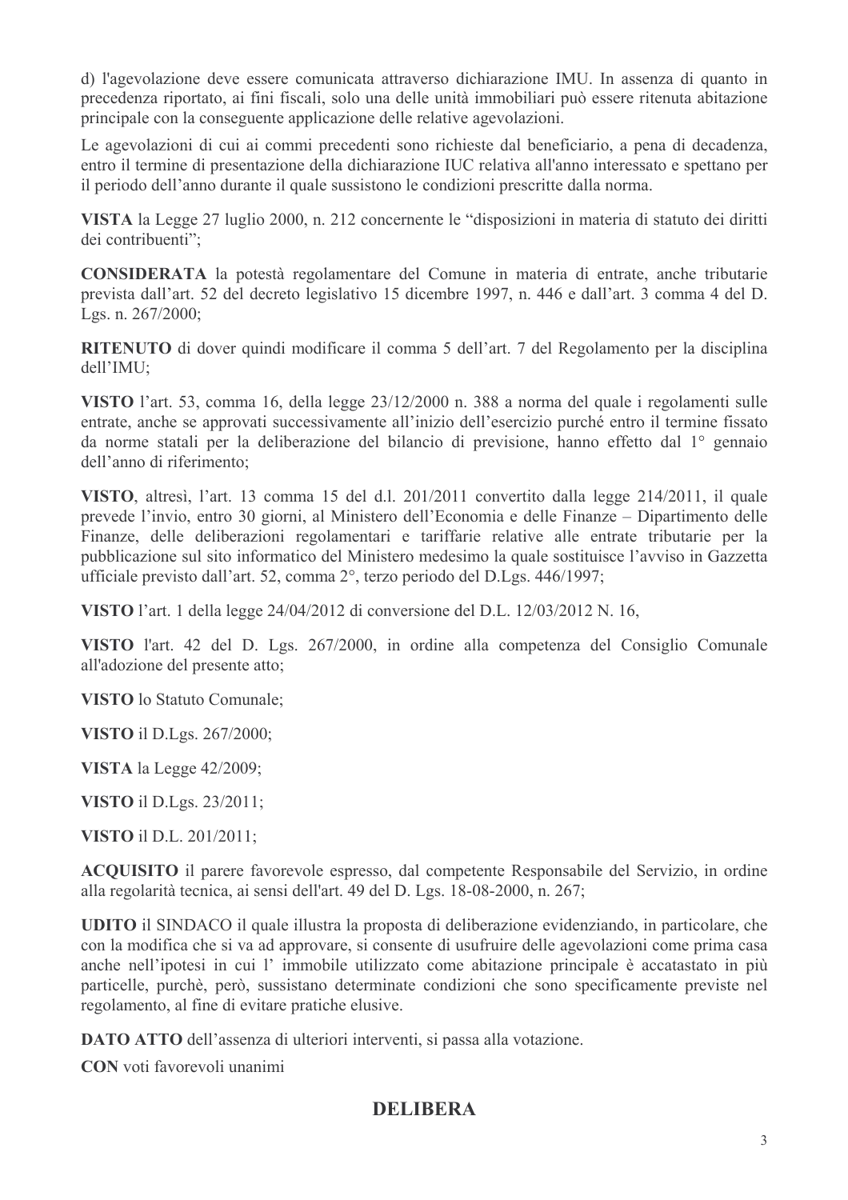d) l'agevolazione deve essere comunicata attraverso dichiarazione IMU. In assenza di quanto in precedenza riportato, ai fini fiscali, solo una delle unità immobiliari può essere ritenuta abitazione principale con la conseguente applicazione delle relative agevolazioni.

Le agevolazioni di cui ai commi precedenti sono richieste dal beneficiario, a pena di decadenza, entro il termine di presentazione della dichiarazione IUC relativa all'anno interessato e spettano per il periodo dell'anno durante il quale sussistono le condizioni prescritte dalla norma.

**VISTA** la Legge 27 luglio 2000, n. 212 concernente le "disposizioni in materia di statuto dei diritti dei contribuenti";

**CONSIDERATA** la potestà regolamentare del Comune in materia di entrate, anche tributarie prevista dall'art. 52 del decreto legislativo 15 dicembre 1997, n. 446 e dall'art. 3 comma 4 del D. Lgs. n. 267/2000;

**RITENUTO** di dover quindi modificare il comma 5 dell'art. 7 del Regolamento per la disciplina dell'IMU;

**VISTO** l'art. 53, comma 16, della legge 23/12/2000 n. 388 a norma del quale i regolamenti sulle entrate, anche se approvati successivamente all'inizio dell'esercizio purché entro il termine fissato da norme statali per la deliberazione del bilancio di previsione, hanno effetto dal 1° gennaio dell'anno di riferimento;

**VISTO**, altresì, l'art. 13 comma 15 del d.l. 201/2011 convertito dalla legge 214/2011, il quale prevede l'invio, entro 30 giorni, al Ministero dell'Economia e delle Finanze – Dipartimento delle Finanze, delle deliberazioni regolamentari e tariffarie relative alle entrate tributarie per la pubblicazione sul sito informatico del Ministero medesimo la quale sostituisce l'avviso in Gazzetta ufficiale previsto dall'art. 52, comma 2°, terzo periodo del D.Lgs. 446/1997;

**VISTO** l'art. 1 della legge 24/04/2012 di conversione del D.L. 12/03/2012 N. 16,

**VISTO** l'art. 42 del D. Lgs. 267/2000, in ordine alla competenza del Consiglio Comunale all'adozione del presente atto;

**VISTO** lo Statuto Comunale;

**VISTO** il D.Lgs. 267/2000;

**VISTA** la Legge 42/2009;

**VISTO** il D.Lgs. 23/2011;

**VISTO** il D.L. 201/2011;

**ACQUISITO** il parere favorevole espresso, dal competente Responsabile del Servizio, in ordine alla regolarità tecnica, ai sensi dell'art. 49 del D. Lgs. 18-08-2000, n. 267;

**UDITO** il SINDACO il quale illustra la proposta di deliberazione evidenziando, in particolare, che con la modifica che si va ad approvare, si consente di usufruire delle agevolazioni come prima casa anche nell'ipotesi in cui l' immobile utilizzato come abitazione principale è accatastato in più particelle, purchè, però, sussistano determinate condizioni che sono specificamente previste nel regolamento, al fine di evitare pratiche elusive.

**DATO ATTO** dell'assenza di ulteriori interventi, si passa alla votazione.

**CON** voti favorevoli unanimi

## DELIBERA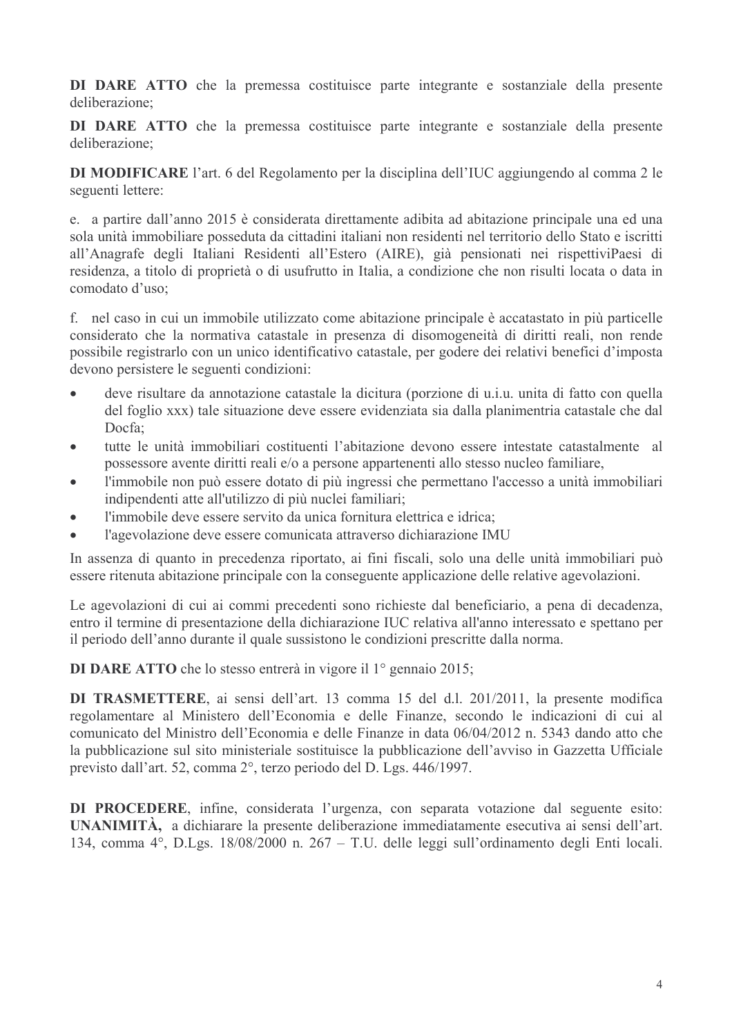**DI DARE ATTO** che la premessa costituisce parte integrante e sostanziale della presente deliberazione;

**DI DARE ATTO** che la premessa costituisce parte integrante e sostanziale della presente deliberazione;

**DI MODIFICARE** l'art. 6 del Regolamento per la disciplina dell'IUC aggiungendo al comma 2 le seguenti lettere:

e. a partire dall'anno 2015 è considerata direttamente adibita ad abitazione principale una ed una sola unità immobiliare posseduta da cittadini italiani non residenti nel territorio dello Stato e iscritti all'Anagrafe degli Italiani Residenti all'Estero (AIRE), già pensionati nei rispettiviPaesi di residenza, a titolo di proprietà o di usufrutto in Italia, a condizione che non risulti locata o data in comodato d'uso;

f. nel caso in cui un immobile utilizzato come abitazione principale è accatastato in più particelle considerato che la normativa catastale in presenza di disomogeneità di diritti reali, non rende possibile registrarlo con un unico identificativo catastale, per godere dei relativi benefici d'imposta devono persistere le seguenti condizioni:

- deve risultare da annotazione catastale la dicitura (porzione di u.i.u. unita di fatto con quella del foglio xxx) tale situazione deve essere evidenziata sia dalla planimentria catastale che dal Docfa;
- tutte le unità immobiliari costituenti l'abitazione devono essere intestate catastalmente al possessore avente diritti reali e/o a persone appartenenti allo stesso nucleo familiare,
- l'immobile non può essere dotato di più ingressi che permettano l'accesso a unità immobiliari indipendenti atte all'utilizzo di più nuclei familiari;
- l'immobile deve essere servito da unica fornitura elettrica e idrica;
- l'agevolazione deve essere comunicata attraverso dichiarazione IMU

In assenza di quanto in precedenza riportato, ai fini fiscali, solo una delle unità immobiliari può essere ritenuta abitazione principale con la conseguente applicazione delle relative agevolazioni.

Le agevolazioni di cui ai commi precedenti sono richieste dal beneficiario, a pena di decadenza, entro il termine di presentazione della dichiarazione IUC relativa all'anno interessato e spettano per il periodo dell'anno durante il quale sussistono le condizioni prescritte dalla norma.

**DI DARE ATTO** che lo stesso entrerà in vigore il 1° gennaio 2015;

**DI TRASMETTERE**, ai sensi dell'art. 13 comma 15 del d.l. 201/2011, la presente modifica regolamentare al Ministero dell'Economia e delle Finanze, secondo le indicazioni di cui al comunicato del Ministro dell'Economia e delle Finanze in data 06/04/2012 n. 5343 dando atto che la pubblicazione sul sito ministeriale sostituisce la pubblicazione dell'avviso in Gazzetta Ufficiale previsto dall'art. 52, comma 2°, terzo periodo del D. Lgs. 446/1997.

**DI PROCEDERE**, infine, considerata l'urgenza, con separata votazione dal seguente esito: **UNANIMITÀ,** a dichiarare la presente deliberazione immediatamente esecutiva ai sensi dell'art. 134, comma 4°, D.Lgs. 18/08/2000 n. 267 – T.U. delle leggi sull'ordinamento degli Enti locali.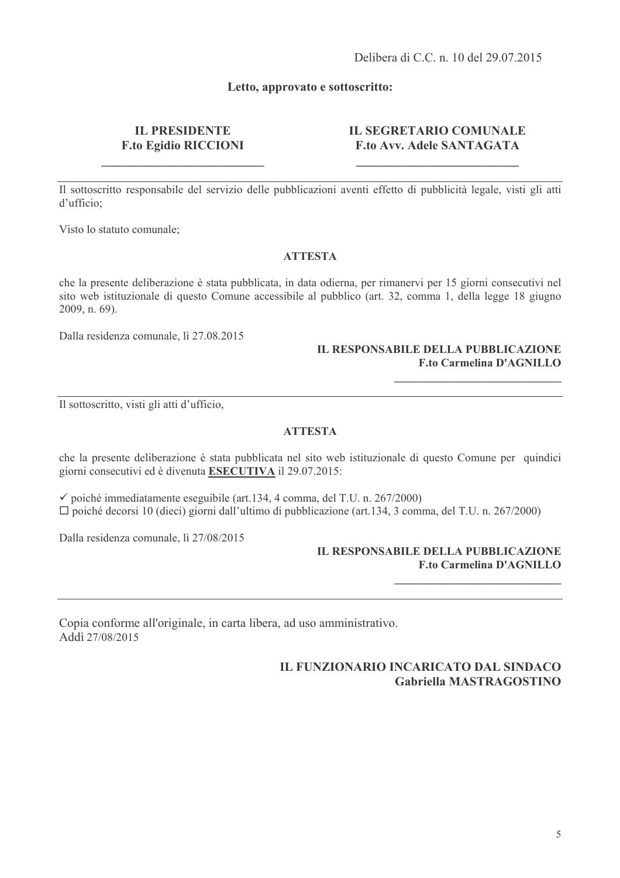Delibera di C.C. n. 10 del 29.07.2015

**Letto, approvato e sottoscritto:**

| | |
|---|---|
| **IL PRESIDENTE** | **IL SEGRETARIO COMUNALE** |
| **F.to Egidio RICCIONI** | **F.to Avv. Adele SANTAGATA** |

---

Il sottoscritto responsabile del servizio delle pubblicazioni aventi effetto di pubblicità legale, visti gli atti d'ufficio;

Visto lo statuto comunale;

**ATTESTA**

che la presente deliberazione è stata pubblicata, in data odierna, per rimanervi per 15 giorni consecutivi nel sito web istituzionale di questo Comune accessibile al pubblico (art. 32, comma 1, della legge 18 giugno 2009, n. 69).

Dalla residenza comunale, lì 27.08.2015

**IL RESPONSABILE DELLA PUBBLICAZIONE**
**F.to Carmelina D'AGNILLO**

---

Il sottoscritto, visti gli atti d'ufficio,

**ATTESTA**

che la presente deliberazione è stata pubblicata nel sito web istituzionale di questo Comune per quindici giorni consecutivi ed è divenuta **ESECUTIVA** il 29.07.2015:

✓ poiché immediatamente eseguibile (art.134, 4 comma, del T.U. n. 267/2000)
☐ poiché decorsi 10 (dieci) giorni dall'ultimo di pubblicazione (art.134, 3 comma, del T.U. n. 267/2000)

Dalla residenza comunale, lì 27/08/2015

**IL RESPONSABILE DELLA PUBBLICAZIONE**
**F.to Carmelina D'AGNILLO**

---

Copia conforme all'originale, in carta libera, ad uso amministrativo.
Addì 27/08/2015

**IL FUNZIONARIO INCARICATO DAL SINDACO**
**Gabriella MASTRAGOSTINO**